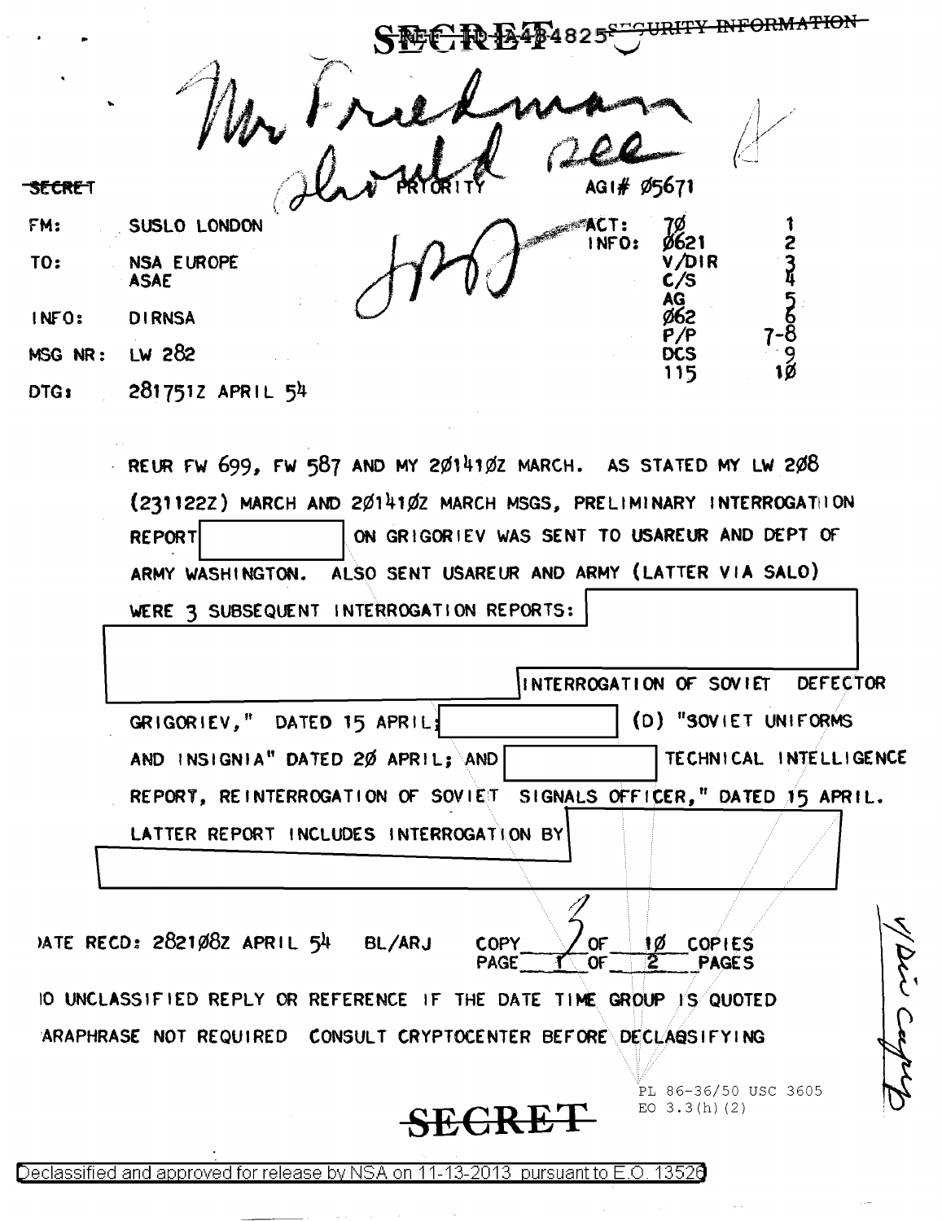SECRET REF ID:A484825 ~~SECURITY INFORMATION~~

Mr Friedman should see

~~SECRET~~

PRIORITY

AGI# Ø5671

FM: SUSLO LONDON

TO: NSA EUROPE
ASAE

INFO: DIRNSA

MSG NR: LW 282

DTG: 281751Z APRIL 54

| | | |
|---|---|---|
| ACT: | 7Ø | 1 |
| INFO: | Ø621 | 2 |
| | V/DIR | 3 |
| | C/S | 4 |
| | AG | 5 |
| | Ø62 | 6 |
| | P/P | 7-8 |
| | DCS | 9 |
| | 115 | 1Ø |

REUR FW 699, FW 587 AND MY 2Ø141ØZ MARCH. AS STATED MY LW 2Ø8 (231122Z) MARCH AND 2Ø141ØZ MARCH MSGS, PRELIMINARY INTERROGATION REPORT [REDACTED] ON GRIGORIEV WAS SENT TO USAREUR AND DEPT OF ARMY WASHINGTON. ALSO SENT USAREUR AND ARMY (LATTER VIA SALO) WERE 3 SUBSEQUENT INTERROGATION REPORTS: [REDACTED] INTERROGATION OF SOVIET DEFECTOR GRIGORIEV," DATED 15 APRIL; [REDACTED] (D) "SOVIET UNIFORMS AND INSIGNIA" DATED 2Ø APRIL; AND [REDACTED] TECHNICAL INTELLIGENCE REPORT, REINTERROGATION OF SOVIET SIGNALS OFFICER," DATED 15 APRIL. LATTER REPORT INCLUDES INTERROGATION BY [REDACTED]

DATE RECD: 2821Ø8Z APRIL 54 BL/ARJ COPY 3 OF 1Ø COPIES
PAGE 1 OF 2 PAGES

NO UNCLASSIFIED REPLY OR REFERENCE IF THE DATE TIME GROUP IS QUOTED

PARAPHRASE NOT REQUIRED CONSULT CRYPTOCENTER BEFORE DECLASSIFYING

V/Dir Copy

PL 86-36/50 USC 3605
EO 3.3(h)(2)

~~SECRET~~

Declassified and approved for release by NSA on 11-13-2013 pursuant to E.O. 13526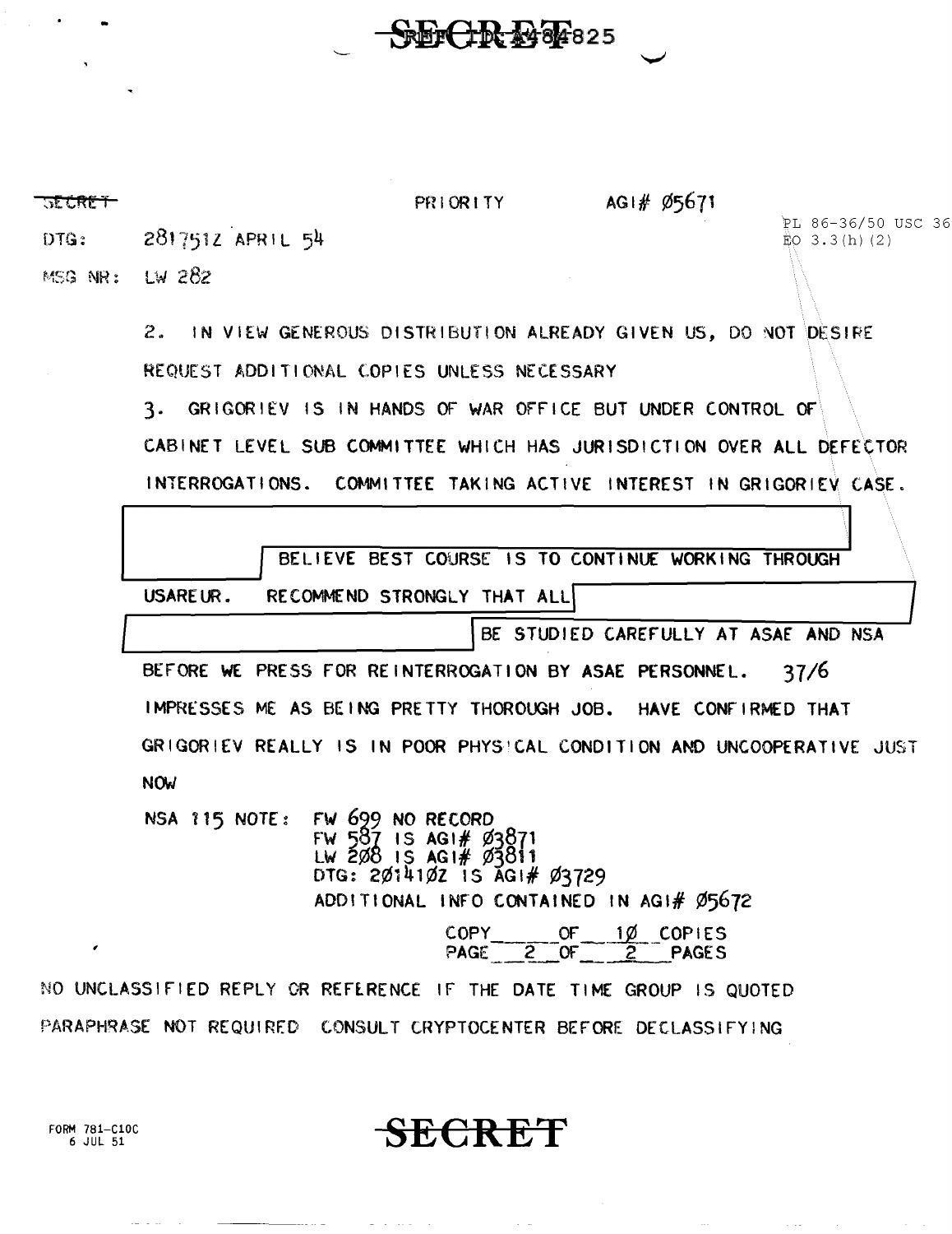SECRET

PRIORITY AGI# Ø5671

PL 86-36/50 USC 36
EO 3.3(h)(2)

DTG: 281751Z APRIL 54

MSG NR: LW 282

2. IN VIEW GENEROUS DISTRIBUTION ALREADY GIVEN US, DO NOT DESIRE REQUEST ADDITIONAL COPIES UNLESS NECESSARY

3. GRIGORIEV IS IN HANDS OF WAR OFFICE BUT UNDER CONTROL OF CABINET LEVEL SUB COMMITTEE WHICH HAS JURISDICTION OVER ALL DEFECTOR INTERROGATIONS. COMMITTEE TAKING ACTIVE INTEREST IN GRIGORIEV CASE.

[REDACTED] BELIEVE BEST COURSE IS TO CONTINUE WORKING THROUGH USAREUR. RECOMMEND STRONGLY THAT ALL [REDACTED] BE STUDIED CAREFULLY AT ASAE AND NSA BEFORE WE PRESS FOR REINTERROGATION BY ASAE PERSONNEL. 37/6 IMPRESSES ME AS BEING PRETTY THOROUGH JOB. HAVE CONFIRMED THAT GRIGORIEV REALLY IS IN POOR PHYSICAL CONDITION AND UNCOOPERATIVE JUST NOW

NSA 115 NOTE: FW 699 NO RECORD
FW 587 IS AGI# Ø3871
LW 2Ø8 IS AGI# Ø3811
DTG: 2Ø141ØZ IS AGI# Ø3729
ADDITIONAL INFO CONTAINED IN AGI# Ø5672

COPY \_\_\_\_\_ OF 1Ø COPIES
PAGE 2 OF 2 PAGES

NO UNCLASSIFIED REPLY OR REFERENCE IF THE DATE TIME GROUP IS QUOTED

PARAPHRASE NOT REQUIRED CONSULT CRYPTOCENTER BEFORE DECLASSIFYING

FORM 781-C10C
6 JUL 51

SECRET